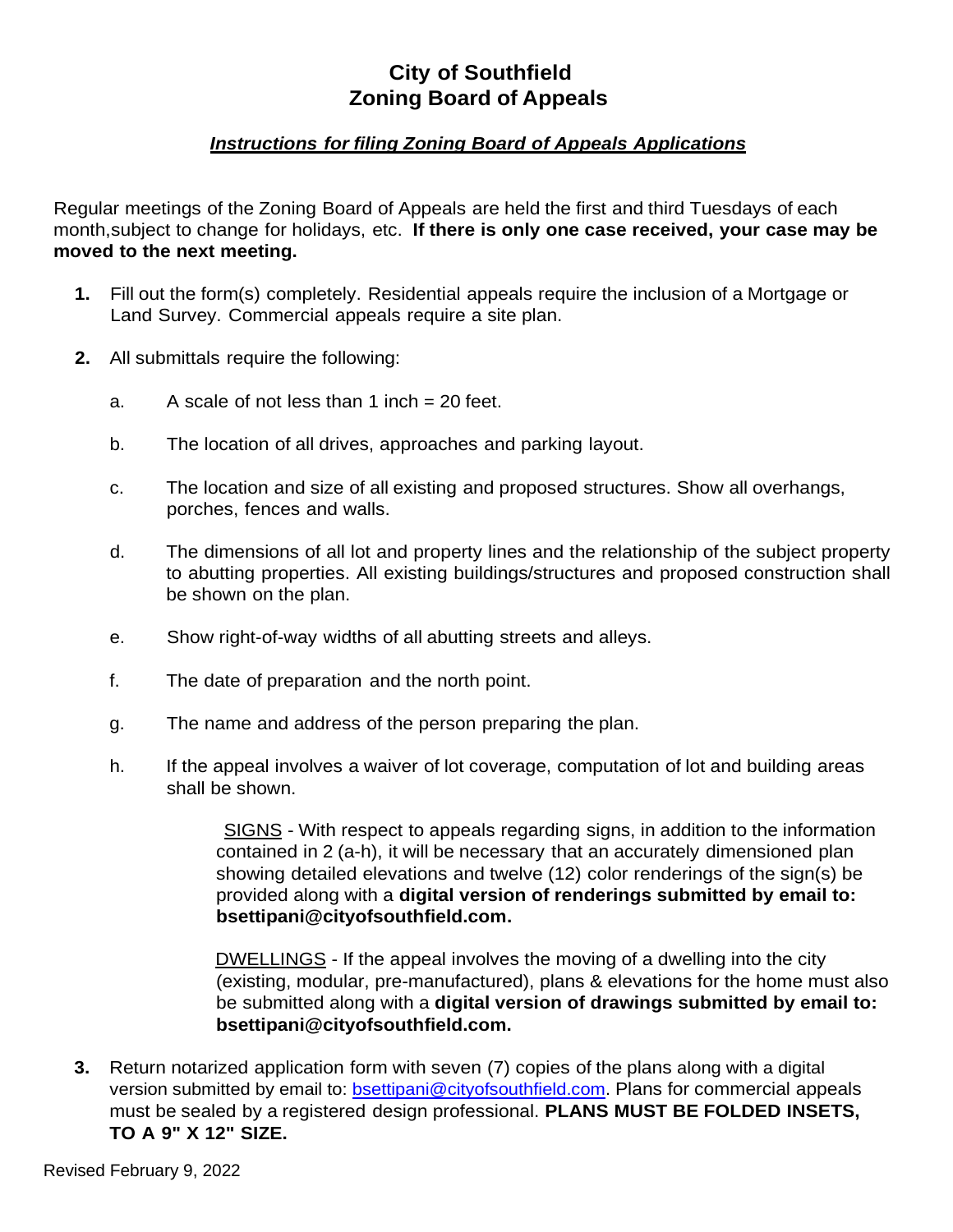# City of Southfield
# Zoning Board of Appeals

***Instructions for filing Zoning Board of Appeals Applications***

Regular meetings of the Zoning Board of Appeals are held the first and third Tuesdays of each month,subject to change for holidays, etc. **If there is only one case received, your case may be moved to the next meeting.**

1. Fill out the form(s) completely. Residential appeals require the inclusion of a Mortgage or Land Survey. Commercial appeals require a site plan.

2. All submittals require the following:

   a. A scale of not less than 1 inch = 20 feet.

   b. The location of all drives, approaches and parking layout.

   c. The location and size of all existing and proposed structures. Show all overhangs, porches, fences and walls.

   d. The dimensions of all lot and property lines and the relationship of the subject property to abutting properties. All existing buildings/structures and proposed construction shall be shown on the plan.

   e. Show right-of-way widths of all abutting streets and alleys.

   f. The date of preparation and the north point.

   g. The name and address of the person preparing the plan.

   h. If the appeal involves a waiver of lot coverage, computation of lot and building areas shall be shown.

      SIGNS - With respect to appeals regarding signs, in addition to the information contained in 2 (a-h), it will be necessary that an accurately dimensioned plan showing detailed elevations and twelve (12) color renderings of the sign(s) be provided along with a **digital version of renderings submitted by email to: bsettipani@cityofsouthfield.com.**

      DWELLINGS - If the appeal involves the moving of a dwelling into the city (existing, modular, pre-manufactured), plans & elevations for the home must also be submitted along with a **digital version of drawings submitted by email to: bsettipani@cityofsouthfield.com.**

3. Return notarized application form with seven (7) copies of the plans along with a digital version submitted by email to: bsettipani@cityofsouthfield.com. Plans for commercial appeals must be sealed by a registered design professional. **PLANS MUST BE FOLDED INSETS, TO A 9" X 12" SIZE.**

Revised February 9, 2022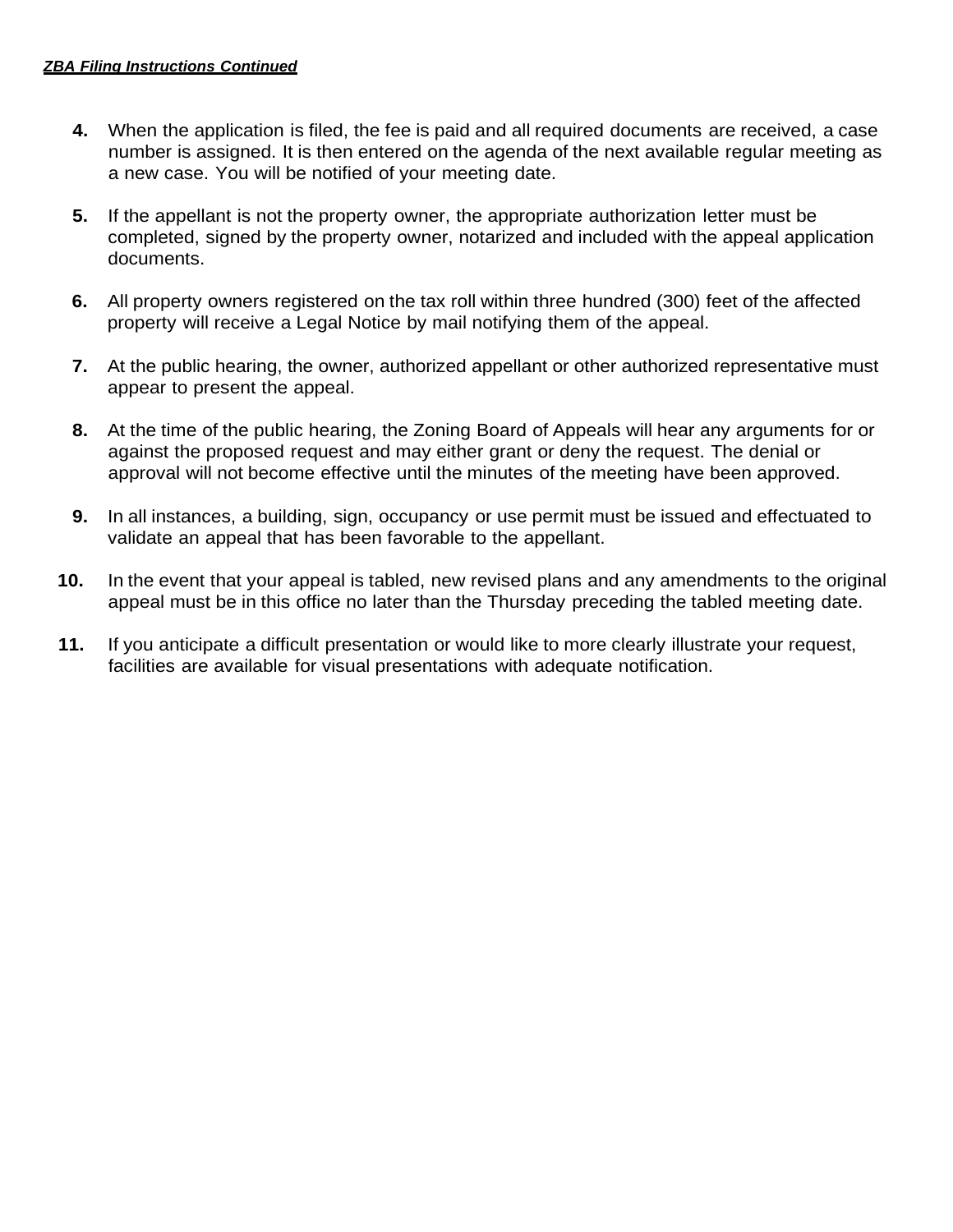***ZBA Filing Instructions Continued***

4. When the application is filed, the fee is paid and all required documents are received, a case number is assigned. It is then entered on the agenda of the next available regular meeting as a new case. You will be notified of your meeting date.

5. If the appellant is not the property owner, the appropriate authorization letter must be completed, signed by the property owner, notarized and included with the appeal application documents.

6. All property owners registered on the tax roll within three hundred (300) feet of the affected property will receive a Legal Notice by mail notifying them of the appeal.

7. At the public hearing, the owner, authorized appellant or other authorized representative must appear to present the appeal.

8. At the time of the public hearing, the Zoning Board of Appeals will hear any arguments for or against the proposed request and may either grant or deny the request. The denial or approval will not become effective until the minutes of the meeting have been approved.

9. In all instances, a building, sign, occupancy or use permit must be issued and effectuated to validate an appeal that has been favorable to the appellant.

10. In the event that your appeal is tabled, new revised plans and any amendments to the original appeal must be in this office no later than the Thursday preceding the tabled meeting date.

11. If you anticipate a difficult presentation or would like to more clearly illustrate your request, facilities are available for visual presentations with adequate notification.